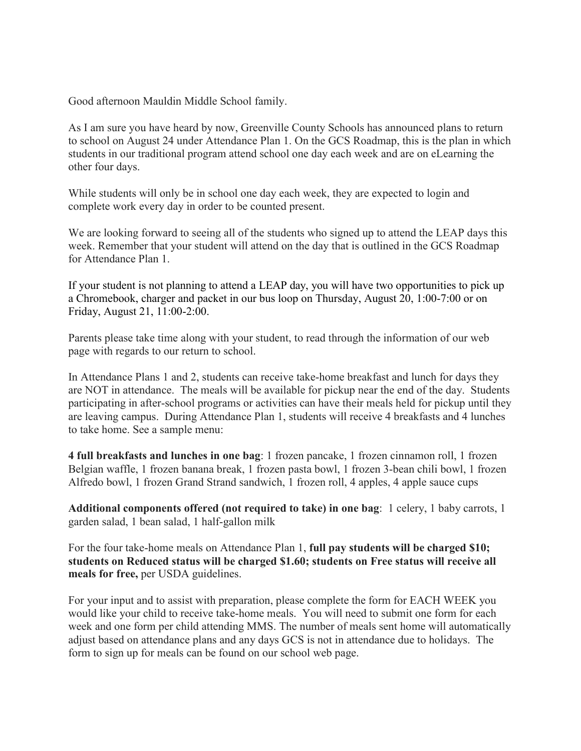Good afternoon Mauldin Middle School family.

As I am sure you have heard by now, Greenville County Schools has announced plans to return to school on August 24 under Attendance Plan 1. On the GCS Roadmap, this is the plan in which students in our traditional program attend school one day each week and are on eLearning the other four days.

While students will only be in school one day each week, they are expected to login and complete work every day in order to be counted present.

We are looking forward to seeing all of the students who signed up to attend the LEAP days this week. Remember that your student will attend on the day that is outlined in the GCS Roadmap for Attendance Plan 1.

If your student is not planning to attend a LEAP day, you will have two opportunities to pick up a Chromebook, charger and packet in our bus loop on Thursday, August 20, 1:00-7:00 or on Friday, August 21, 11:00-2:00.

Parents please take time along with your student, to read through the information of our web page with regards to our return to school.

In Attendance Plans 1 and 2, students can receive take-home breakfast and lunch for days they are NOT in attendance. The meals will be available for pickup near the end of the day. Students participating in after-school programs or activities can have their meals held for pickup until they are leaving campus. During Attendance Plan 1, students will receive 4 breakfasts and 4 lunches to take home. See a sample menu:

**4 full breakfasts and lunches in one bag**: 1 frozen pancake, 1 frozen cinnamon roll, 1 frozen Belgian waffle, 1 frozen banana break, 1 frozen pasta bowl, 1 frozen 3-bean chili bowl, 1 frozen Alfredo bowl, 1 frozen Grand Strand sandwich, 1 frozen roll, 4 apples, 4 apple sauce cups

**Additional components offered (not required to take) in one bag**: 1 celery, 1 baby carrots, 1 garden salad, 1 bean salad, 1 half-gallon milk

For the four take-home meals on Attendance Plan 1, **full pay students will be charged $10; students on Reduced status will be charged $1.60; students on Free status will receive all meals for free,** per USDA guidelines.

For your input and to assist with preparation, please complete the form for EACH WEEK you would like your child to receive take-home meals. You will need to submit one form for each week and one form per child attending MMS. The number of meals sent home will automatically adjust based on attendance plans and any days GCS is not in attendance due to holidays. The form to sign up for meals can be found on our school web page.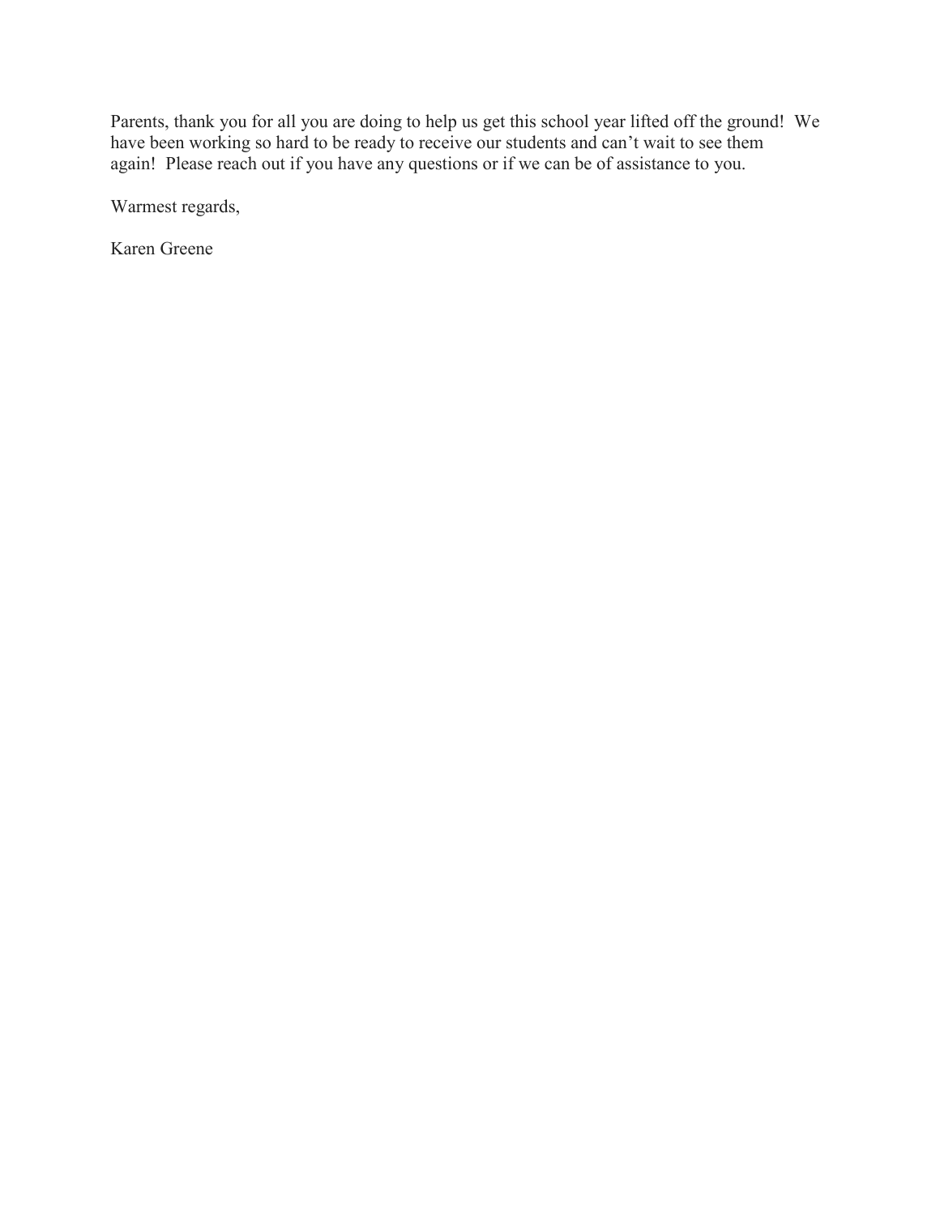Parents, thank you for all you are doing to help us get this school year lifted off the ground! We have been working so hard to be ready to receive our students and can't wait to see them again! Please reach out if you have any questions or if we can be of assistance to you.

Warmest regards,

Karen Greene